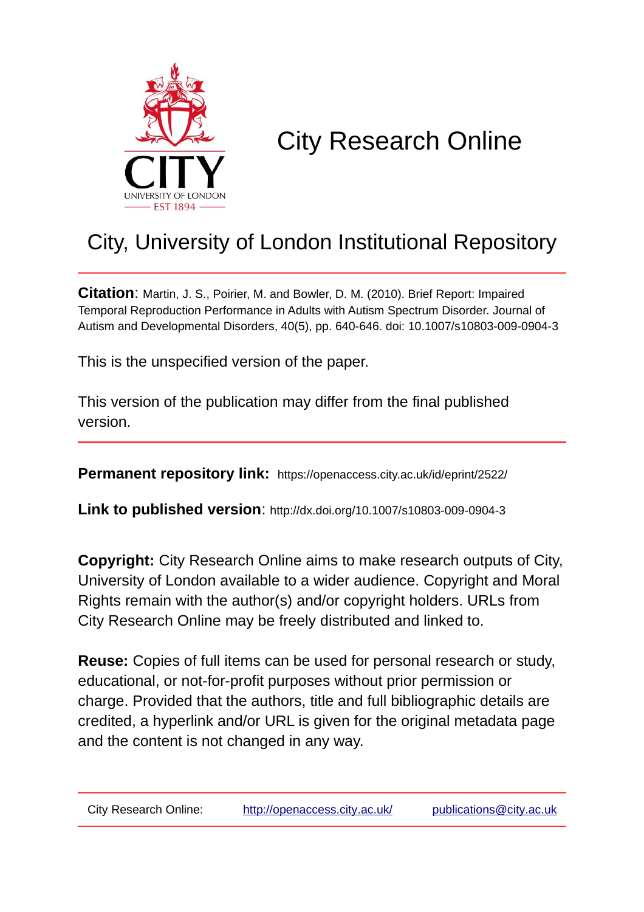# City Research Online

## City, University of London Institutional Repository

**Citation**: Martin, J. S., Poirier, M. and Bowler, D. M. (2010). Brief Report: Impaired Temporal Reproduction Performance in Adults with Autism Spectrum Disorder. Journal of Autism and Developmental Disorders, 40(5), pp. 640-646. doi: 10.1007/s10803-009-0904-3

This is the unspecified version of the paper.

This version of the publication may differ from the final published version.

**Permanent repository link:** https://openaccess.city.ac.uk/id/eprint/2522/

**Link to published version**: http://dx.doi.org/10.1007/s10803-009-0904-3

**Copyright:** City Research Online aims to make research outputs of City, University of London available to a wider audience. Copyright and Moral Rights remain with the author(s) and/or copyright holders. URLs from City Research Online may be freely distributed and linked to.

**Reuse:** Copies of full items can be used for personal research or study, educational, or not-for-profit purposes without prior permission or charge. Provided that the authors, title and full bibliographic details are credited, a hyperlink and/or URL is given for the original metadata page and the content is not changed in any way.

City Research Online: http://openaccess.city.ac.uk/ publications@city.ac.uk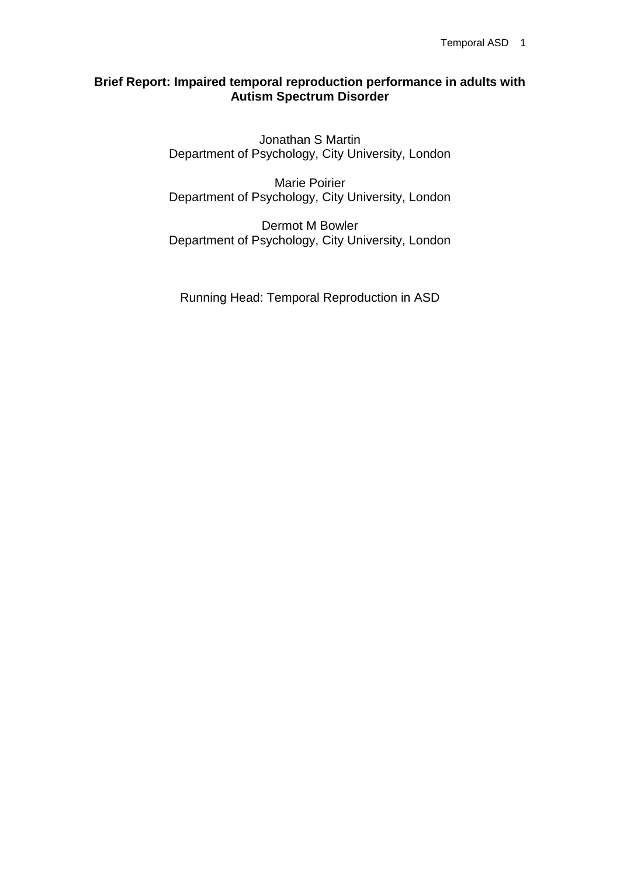# Brief Report: Impaired temporal reproduction performance in adults with Autism Spectrum Disorder

Jonathan S Martin
Department of Psychology, City University, London

Marie Poirier
Department of Psychology, City University, London

Dermot M Bowler
Department of Psychology, City University, London

Running Head: Temporal Reproduction in ASD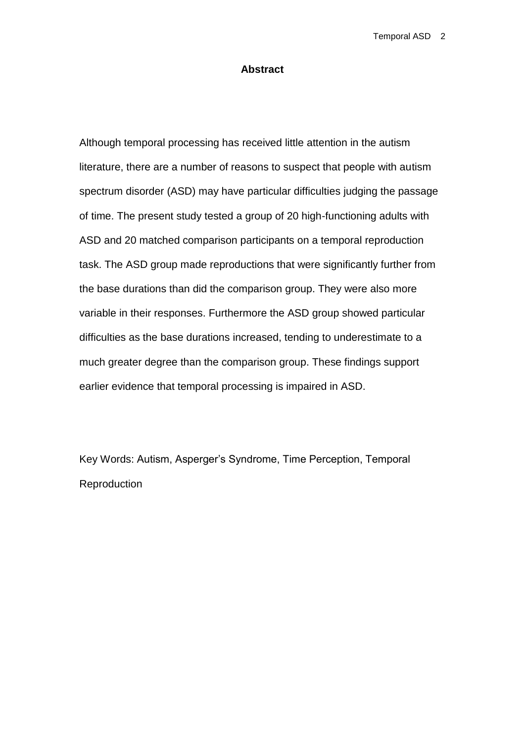## Abstract

Although temporal processing has received little attention in the autism literature, there are a number of reasons to suspect that people with autism spectrum disorder (ASD) may have particular difficulties judging the passage of time. The present study tested a group of 20 high-functioning adults with ASD and 20 matched comparison participants on a temporal reproduction task. The ASD group made reproductions that were significantly further from the base durations than did the comparison group. They were also more variable in their responses. Furthermore the ASD group showed particular difficulties as the base durations increased, tending to underestimate to a much greater degree than the comparison group. These findings support earlier evidence that temporal processing is impaired in ASD.

Key Words: Autism, Asperger's Syndrome, Time Perception, Temporal Reproduction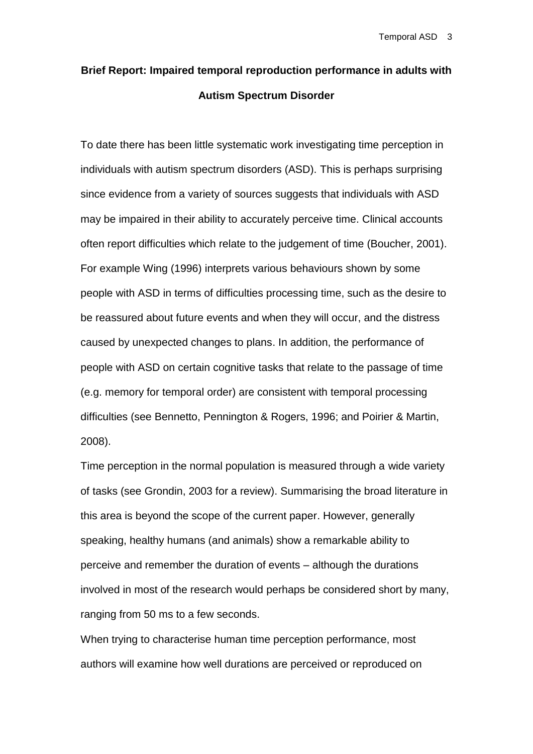**Brief Report: Impaired temporal reproduction performance in adults with Autism Spectrum Disorder**

To date there has been little systematic work investigating time perception in individuals with autism spectrum disorders (ASD). This is perhaps surprising since evidence from a variety of sources suggests that individuals with ASD may be impaired in their ability to accurately perceive time. Clinical accounts often report difficulties which relate to the judgement of time (Boucher, 2001). For example Wing (1996) interprets various behaviours shown by some people with ASD in terms of difficulties processing time, such as the desire to be reassured about future events and when they will occur, and the distress caused by unexpected changes to plans. In addition, the performance of people with ASD on certain cognitive tasks that relate to the passage of time (e.g. memory for temporal order) are consistent with temporal processing difficulties (see Bennetto, Pennington & Rogers, 1996; and Poirier & Martin, 2008).

Time perception in the normal population is measured through a wide variety of tasks (see Grondin, 2003 for a review). Summarising the broad literature in this area is beyond the scope of the current paper. However, generally speaking, healthy humans (and animals) show a remarkable ability to perceive and remember the duration of events – although the durations involved in most of the research would perhaps be considered short by many, ranging from 50 ms to a few seconds.

When trying to characterise human time perception performance, most authors will examine how well durations are perceived or reproduced on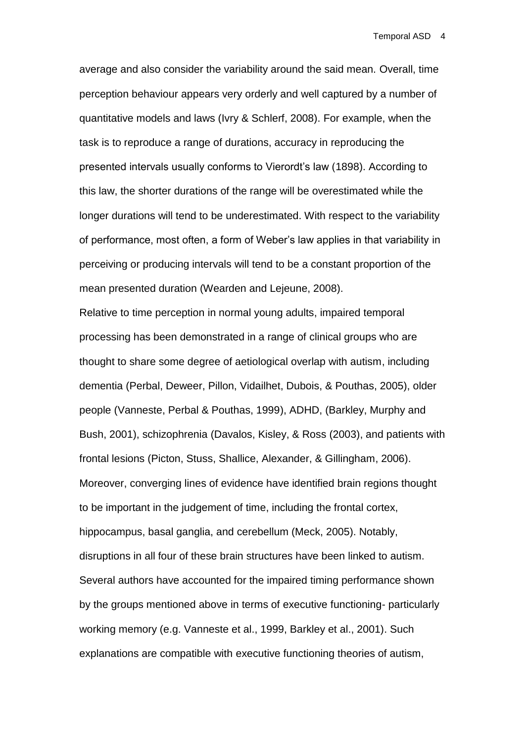average and also consider the variability around the said mean. Overall, time perception behaviour appears very orderly and well captured by a number of quantitative models and laws (Ivry & Schlerf, 2008). For example, when the task is to reproduce a range of durations, accuracy in reproducing the presented intervals usually conforms to Vierordt's law (1898). According to this law, the shorter durations of the range will be overestimated while the longer durations will tend to be underestimated. With respect to the variability of performance, most often, a form of Weber's law applies in that variability in perceiving or producing intervals will tend to be a constant proportion of the mean presented duration (Wearden and Lejeune, 2008).

Relative to time perception in normal young adults, impaired temporal processing has been demonstrated in a range of clinical groups who are thought to share some degree of aetiological overlap with autism, including dementia (Perbal, Deweer, Pillon, Vidailhet, Dubois, & Pouthas, 2005), older people (Vanneste, Perbal & Pouthas, 1999), ADHD, (Barkley, Murphy and Bush, 2001), schizophrenia (Davalos, Kisley, & Ross (2003), and patients with frontal lesions (Picton, Stuss, Shallice, Alexander, & Gillingham, 2006). Moreover, converging lines of evidence have identified brain regions thought to be important in the judgement of time, including the frontal cortex, hippocampus, basal ganglia, and cerebellum (Meck, 2005). Notably, disruptions in all four of these brain structures have been linked to autism. Several authors have accounted for the impaired timing performance shown by the groups mentioned above in terms of executive functioning- particularly working memory (e.g. Vanneste et al., 1999, Barkley et al., 2001). Such explanations are compatible with executive functioning theories of autism,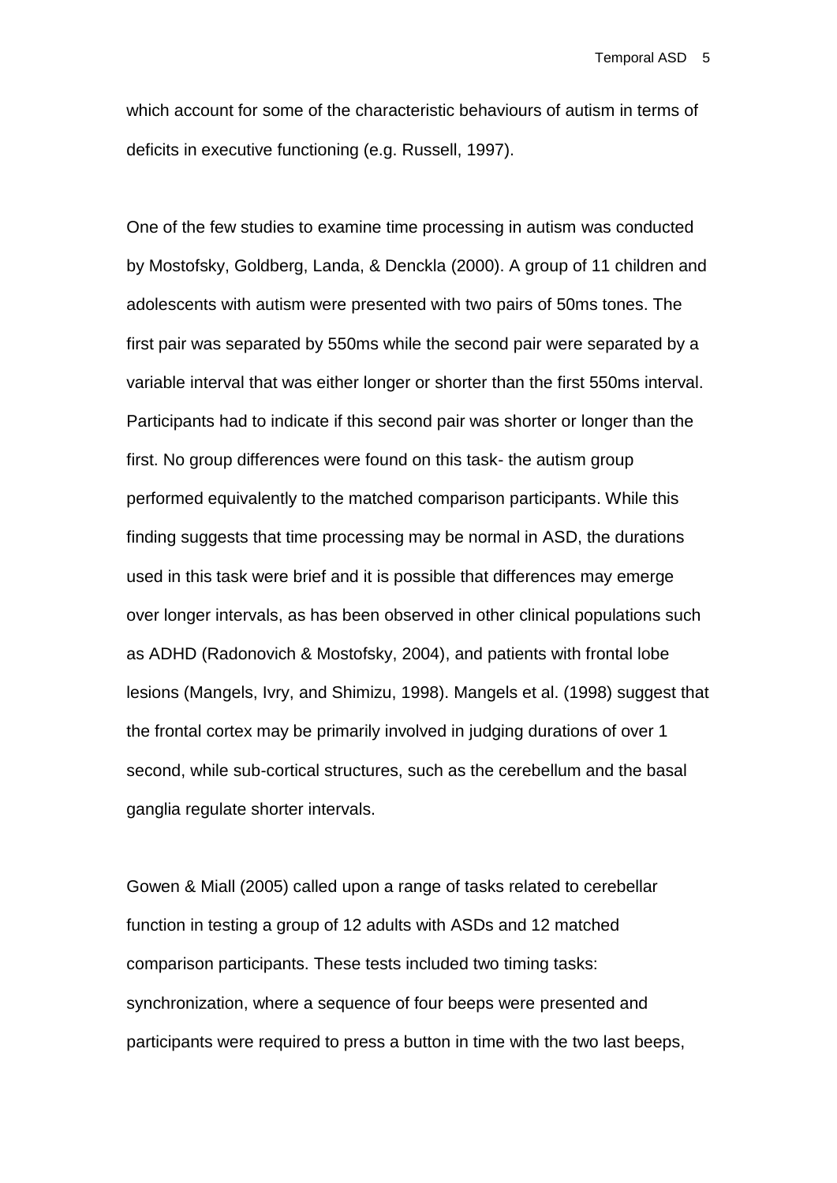which account for some of the characteristic behaviours of autism in terms of deficits in executive functioning (e.g. Russell, 1997).

One of the few studies to examine time processing in autism was conducted by Mostofsky, Goldberg, Landa, & Denckla (2000). A group of 11 children and adolescents with autism were presented with two pairs of 50ms tones. The first pair was separated by 550ms while the second pair were separated by a variable interval that was either longer or shorter than the first 550ms interval. Participants had to indicate if this second pair was shorter or longer than the first. No group differences were found on this task- the autism group performed equivalently to the matched comparison participants. While this finding suggests that time processing may be normal in ASD, the durations used in this task were brief and it is possible that differences may emerge over longer intervals, as has been observed in other clinical populations such as ADHD (Radonovich & Mostofsky, 2004), and patients with frontal lobe lesions (Mangels, Ivry, and Shimizu, 1998). Mangels et al. (1998) suggest that the frontal cortex may be primarily involved in judging durations of over 1 second, while sub-cortical structures, such as the cerebellum and the basal ganglia regulate shorter intervals.

Gowen & Miall (2005) called upon a range of tasks related to cerebellar function in testing a group of 12 adults with ASDs and 12 matched comparison participants. These tests included two timing tasks: synchronization, where a sequence of four beeps were presented and participants were required to press a button in time with the two last beeps,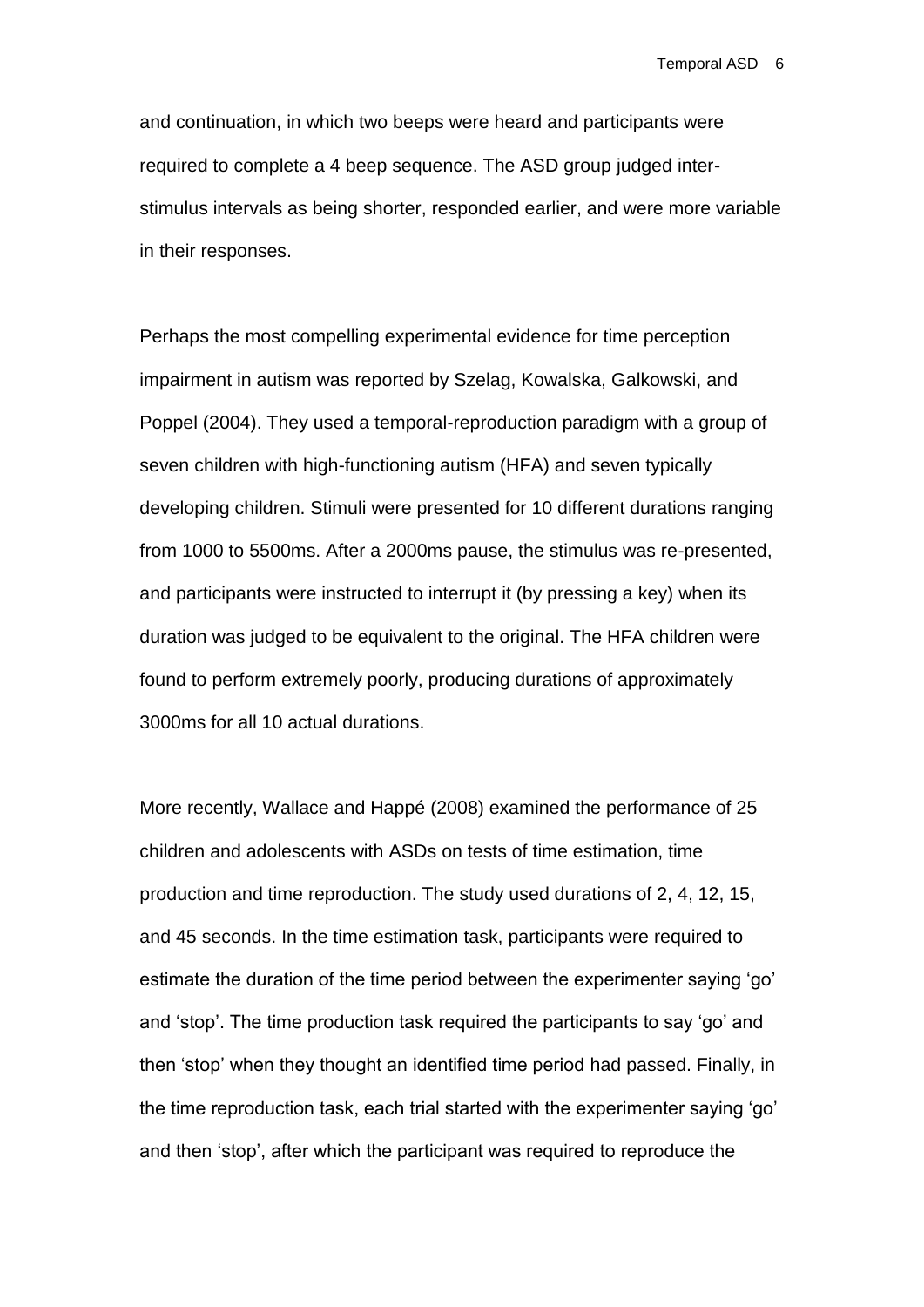and continuation, in which two beeps were heard and participants were required to complete a 4 beep sequence. The ASD group judged inter-stimulus intervals as being shorter, responded earlier, and were more variable in their responses.

Perhaps the most compelling experimental evidence for time perception impairment in autism was reported by Szelag, Kowalska, Galkowski, and Poppel (2004). They used a temporal-reproduction paradigm with a group of seven children with high-functioning autism (HFA) and seven typically developing children. Stimuli were presented for 10 different durations ranging from 1000 to 5500ms. After a 2000ms pause, the stimulus was re-presented, and participants were instructed to interrupt it (by pressing a key) when its duration was judged to be equivalent to the original. The HFA children were found to perform extremely poorly, producing durations of approximately 3000ms for all 10 actual durations.

More recently, Wallace and Happé (2008) examined the performance of 25 children and adolescents with ASDs on tests of time estimation, time production and time reproduction. The study used durations of 2, 4, 12, 15, and 45 seconds. In the time estimation task, participants were required to estimate the duration of the time period between the experimenter saying ‘go’ and ‘stop’. The time production task required the participants to say ‘go’ and then ‘stop’ when they thought an identified time period had passed. Finally, in the time reproduction task, each trial started with the experimenter saying ‘go’ and then ‘stop’, after which the participant was required to reproduce the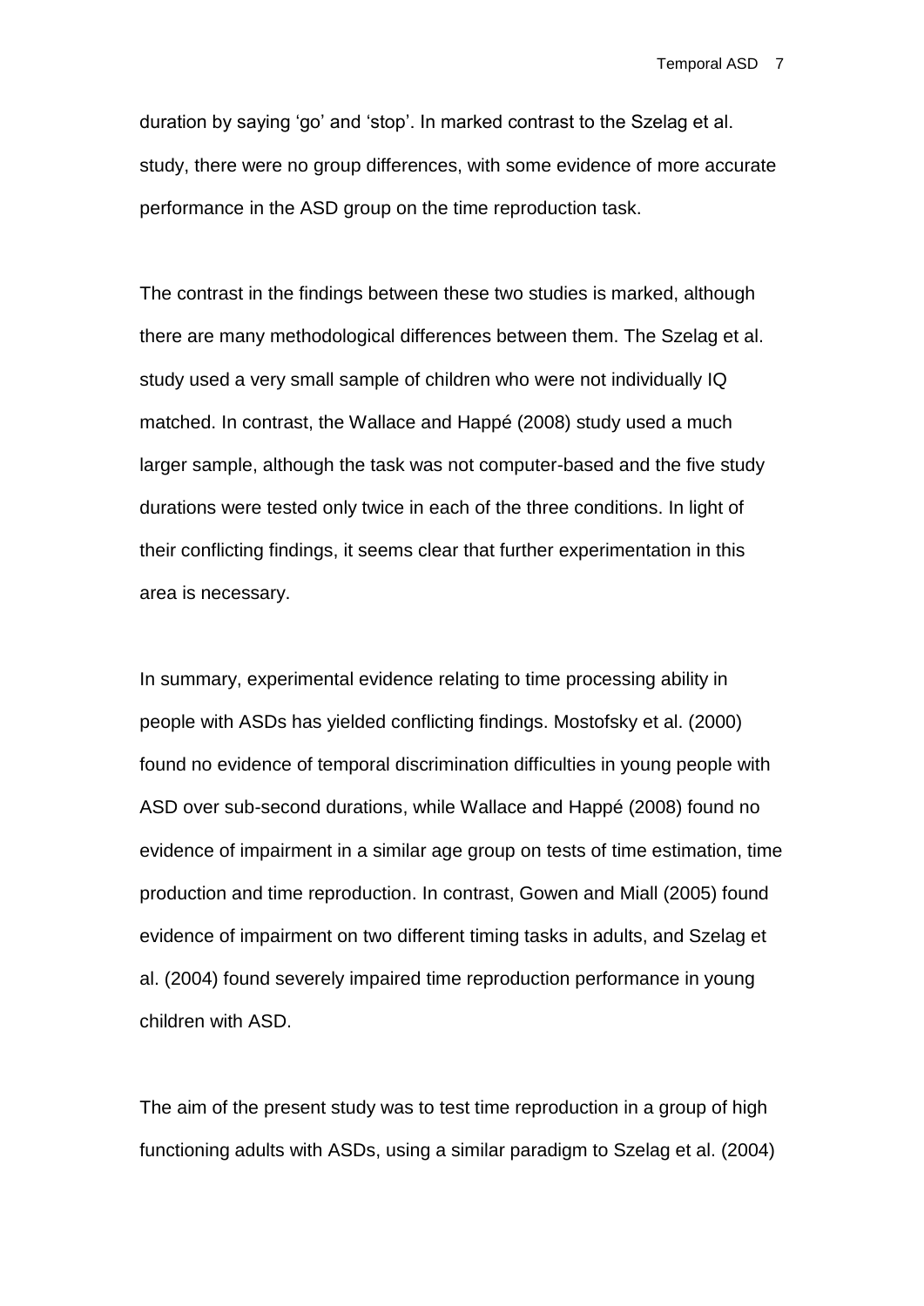duration by saying ‘go’ and ‘stop’. In marked contrast to the Szelag et al. study, there were no group differences, with some evidence of more accurate performance in the ASD group on the time reproduction task.

The contrast in the findings between these two studies is marked, although there are many methodological differences between them. The Szelag et al. study used a very small sample of children who were not individually IQ matched. In contrast, the Wallace and Happé (2008) study used a much larger sample, although the task was not computer-based and the five study durations were tested only twice in each of the three conditions. In light of their conflicting findings, it seems clear that further experimentation in this area is necessary.

In summary, experimental evidence relating to time processing ability in people with ASDs has yielded conflicting findings. Mostofsky et al. (2000) found no evidence of temporal discrimination difficulties in young people with ASD over sub-second durations, while Wallace and Happé (2008) found no evidence of impairment in a similar age group on tests of time estimation, time production and time reproduction. In contrast, Gowen and Miall (2005) found evidence of impairment on two different timing tasks in adults, and Szelag et al. (2004) found severely impaired time reproduction performance in young children with ASD.

The aim of the present study was to test time reproduction in a group of high functioning adults with ASDs, using a similar paradigm to Szelag et al. (2004)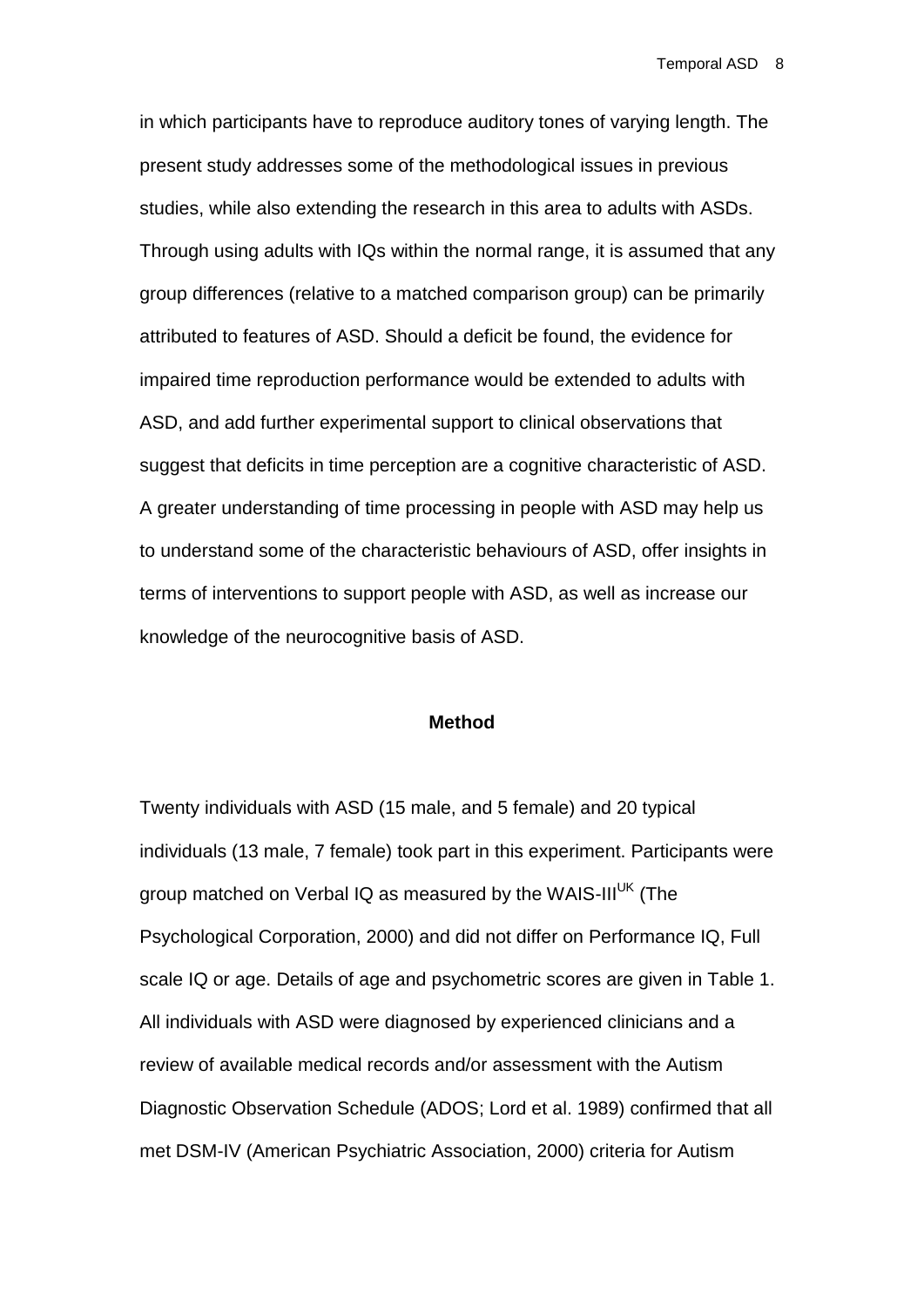in which participants have to reproduce auditory tones of varying length. The present study addresses some of the methodological issues in previous studies, while also extending the research in this area to adults with ASDs. Through using adults with IQs within the normal range, it is assumed that any group differences (relative to a matched comparison group) can be primarily attributed to features of ASD. Should a deficit be found, the evidence for impaired time reproduction performance would be extended to adults with ASD, and add further experimental support to clinical observations that suggest that deficits in time perception are a cognitive characteristic of ASD. A greater understanding of time processing in people with ASD may help us to understand some of the characteristic behaviours of ASD, offer insights in terms of interventions to support people with ASD, as well as increase our knowledge of the neurocognitive basis of ASD.

## Method

Twenty individuals with ASD (15 male, and 5 female) and 20 typical individuals (13 male, 7 female) took part in this experiment. Participants were group matched on Verbal IQ as measured by the WAIS-III[UK] (The Psychological Corporation, 2000) and did not differ on Performance IQ, Full scale IQ or age. Details of age and psychometric scores are given in Table 1. All individuals with ASD were diagnosed by experienced clinicians and a review of available medical records and/or assessment with the Autism Diagnostic Observation Schedule (ADOS; Lord et al. 1989) confirmed that all met DSM-IV (American Psychiatric Association, 2000) criteria for Autism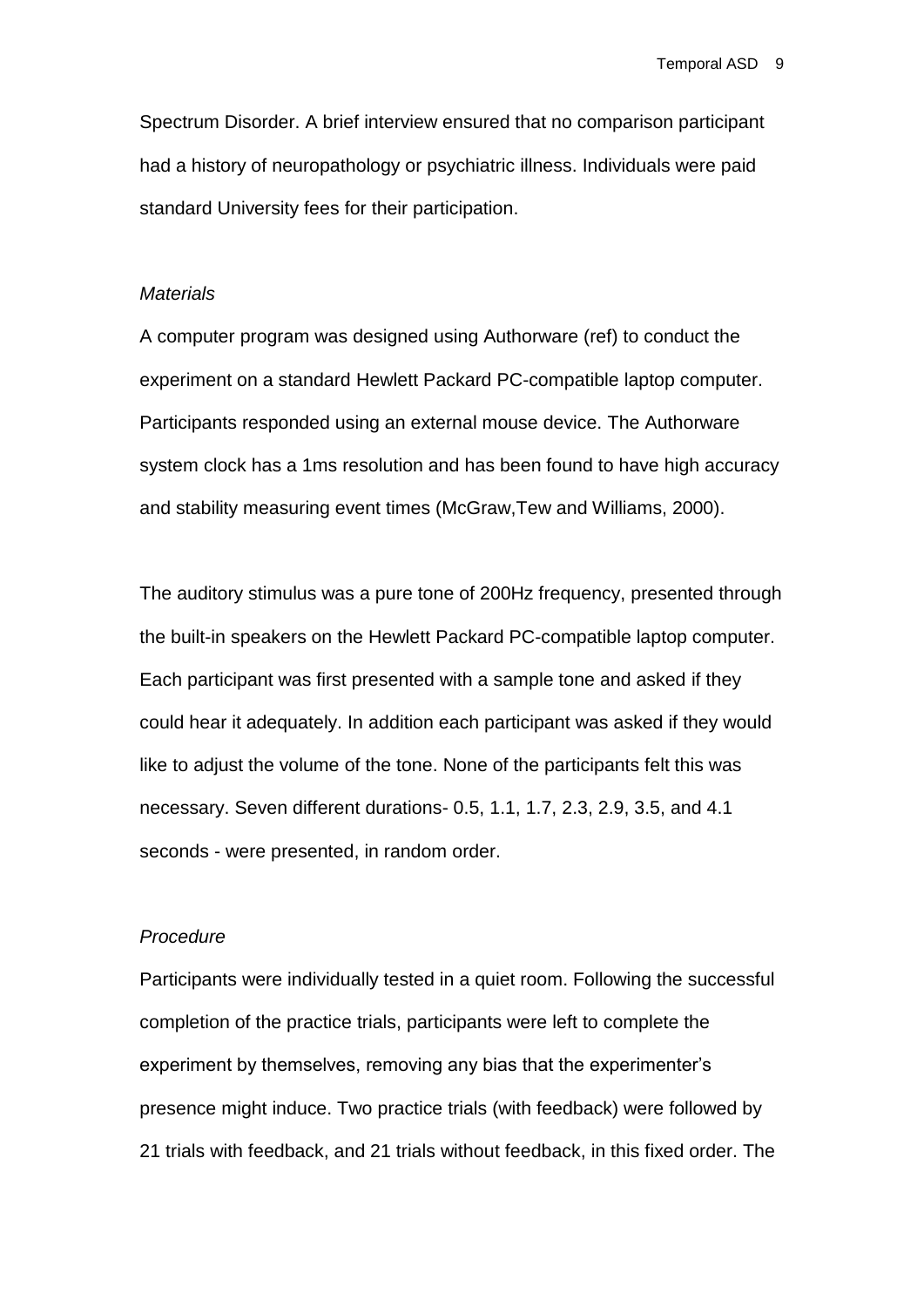Spectrum Disorder. A brief interview ensured that no comparison participant had a history of neuropathology or psychiatric illness. Individuals were paid standard University fees for their participation.

*Materials*

A computer program was designed using Authorware (ref) to conduct the experiment on a standard Hewlett Packard PC-compatible laptop computer. Participants responded using an external mouse device. The Authorware system clock has a 1ms resolution and has been found to have high accuracy and stability measuring event times (McGraw,Tew and Williams, 2000).

The auditory stimulus was a pure tone of 200Hz frequency, presented through the built-in speakers on the Hewlett Packard PC-compatible laptop computer. Each participant was first presented with a sample tone and asked if they could hear it adequately. In addition each participant was asked if they would like to adjust the volume of the tone. None of the participants felt this was necessary. Seven different durations- 0.5, 1.1, 1.7, 2.3, 2.9, 3.5, and 4.1 seconds - were presented, in random order.

*Procedure*

Participants were individually tested in a quiet room. Following the successful completion of the practice trials, participants were left to complete the experiment by themselves, removing any bias that the experimenter's presence might induce. Two practice trials (with feedback) were followed by 21 trials with feedback, and 21 trials without feedback, in this fixed order. The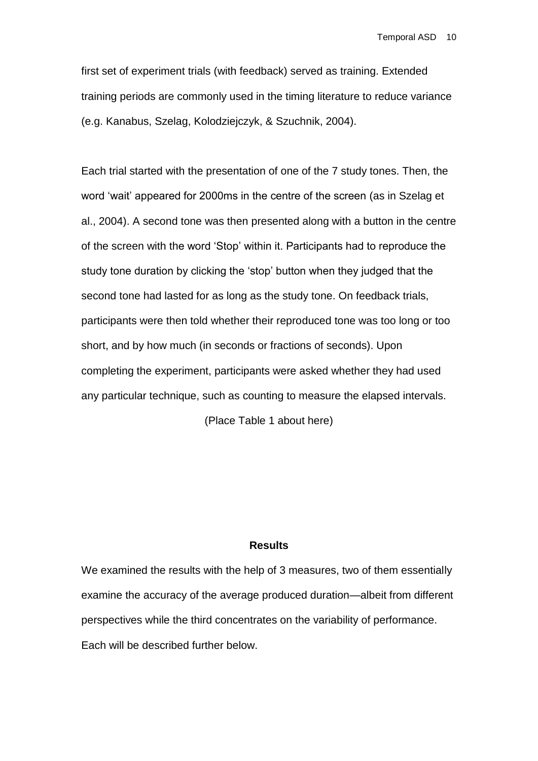first set of experiment trials (with feedback) served as training. Extended training periods are commonly used in the timing literature to reduce variance (e.g. Kanabus, Szelag, Kolodziejczyk, & Szuchnik, 2004).

Each trial started with the presentation of one of the 7 study tones. Then, the word 'wait' appeared for 2000ms in the centre of the screen (as in Szelag et al., 2004). A second tone was then presented along with a button in the centre of the screen with the word 'Stop' within it. Participants had to reproduce the study tone duration by clicking the 'stop' button when they judged that the second tone had lasted for as long as the study tone. On feedback trials, participants were then told whether their reproduced tone was too long or too short, and by how much (in seconds or fractions of seconds). Upon completing the experiment, participants were asked whether they had used any particular technique, such as counting to measure the elapsed intervals.

(Place Table 1 about here)

## Results

We examined the results with the help of 3 measures, two of them essentially examine the accuracy of the average produced duration—albeit from different perspectives while the third concentrates on the variability of performance. Each will be described further below.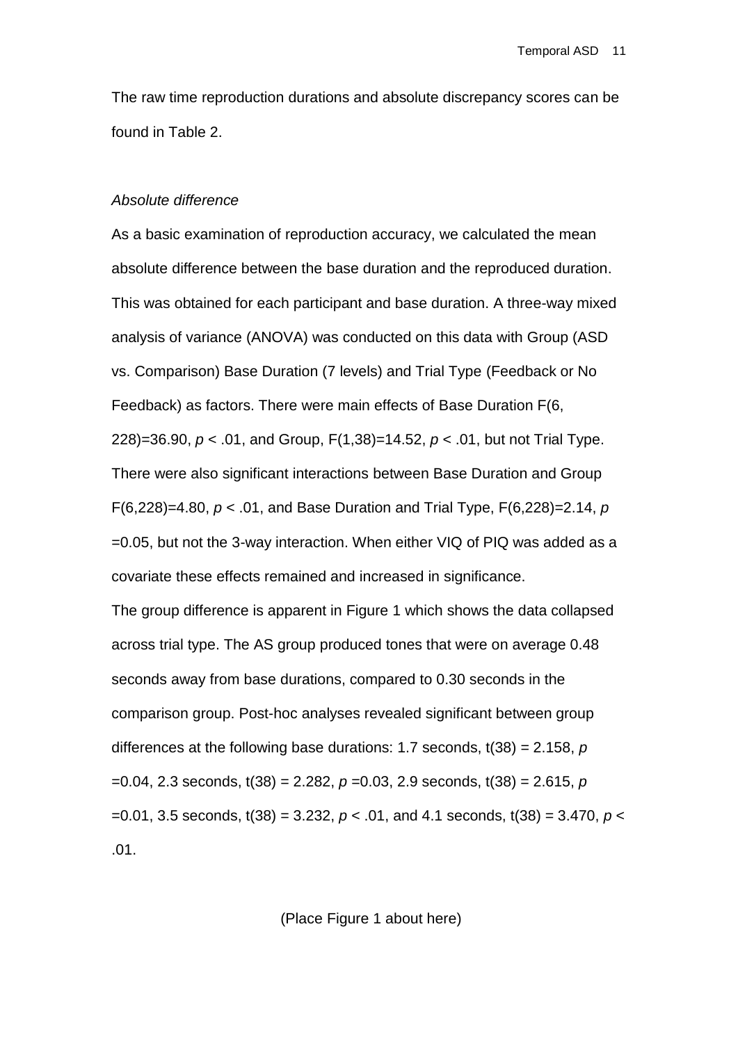The raw time reproduction durations and absolute discrepancy scores can be found in Table 2.

*Absolute difference*

As a basic examination of reproduction accuracy, we calculated the mean absolute difference between the base duration and the reproduced duration. This was obtained for each participant and base duration. A three-way mixed analysis of variance (ANOVA) was conducted on this data with Group (ASD vs. Comparison) Base Duration (7 levels) and Trial Type (Feedback or No Feedback) as factors. There were main effects of Base Duration $F(6, 228)=36.90$, $p < .01$, and Group, $F(1,38)=14.52$, $p < .01$, but not Trial Type. There were also significant interactions between Base Duration and Group $F(6,228)=4.80$, $p < .01$, and Base Duration and Trial Type, $F(6,228)=2.14$, $p = 0.05$, but not the 3-way interaction. When either VIQ of PIQ was added as a covariate these effects remained and increased in significance.

The group difference is apparent in Figure 1 which shows the data collapsed across trial type. The AS group produced tones that were on average 0.48 seconds away from base durations, compared to 0.30 seconds in the comparison group. Post-hoc analyses revealed significant between group differences at the following base durations: 1.7 seconds, $t(38) = 2.158$, $p = 0.04$, 2.3 seconds, $t(38) = 2.282$, $p = 0.03$, 2.9 seconds, $t(38) = 2.615$, $p = 0.01$, 3.5 seconds, $t(38) = 3.232$, $p < .01$, and 4.1 seconds, $t(38) = 3.470$, $p < .01$.

(Place Figure 1 about here)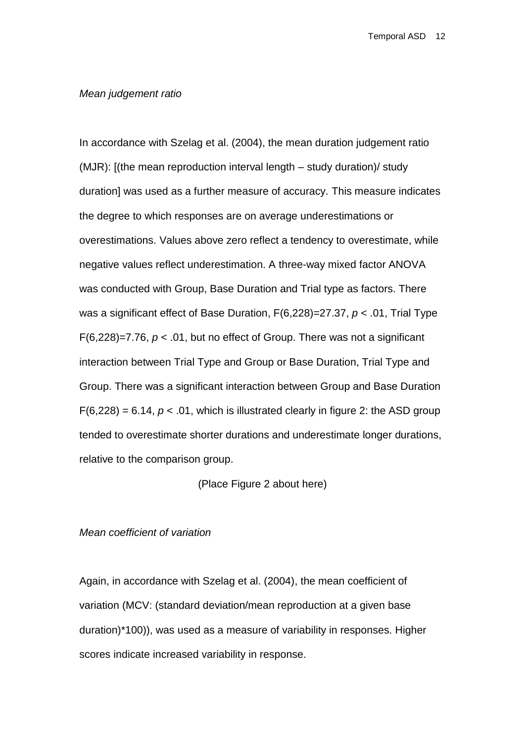*Mean judgement ratio*

In accordance with Szelag et al. (2004), the mean duration judgement ratio (MJR): [(the mean reproduction interval length – study duration)/ study duration] was used as a further measure of accuracy. This measure indicates the degree to which responses are on average underestimations or overestimations. Values above zero reflect a tendency to overestimate, while negative values reflect underestimation. A three-way mixed factor ANOVA was conducted with Group, Base Duration and Trial type as factors. There was a significant effect of Base Duration, $F(6,228)=27.37$, $p < .01$, Trial Type $F(6,228)=7.76$, $p < .01$, but no effect of Group. There was not a significant interaction between Trial Type and Group or Base Duration, Trial Type and Group. There was a significant interaction between Group and Base Duration $F(6,228) = 6.14$, $p < .01$, which is illustrated clearly in figure 2: the ASD group tended to overestimate shorter durations and underestimate longer durations, relative to the comparison group.

(Place Figure 2 about here)

*Mean coefficient of variation*

Again, in accordance with Szelag et al. (2004), the mean coefficient of variation (MCV: (standard deviation/mean reproduction at a given base duration)*100)), was used as a measure of variability in responses. Higher scores indicate increased variability in response.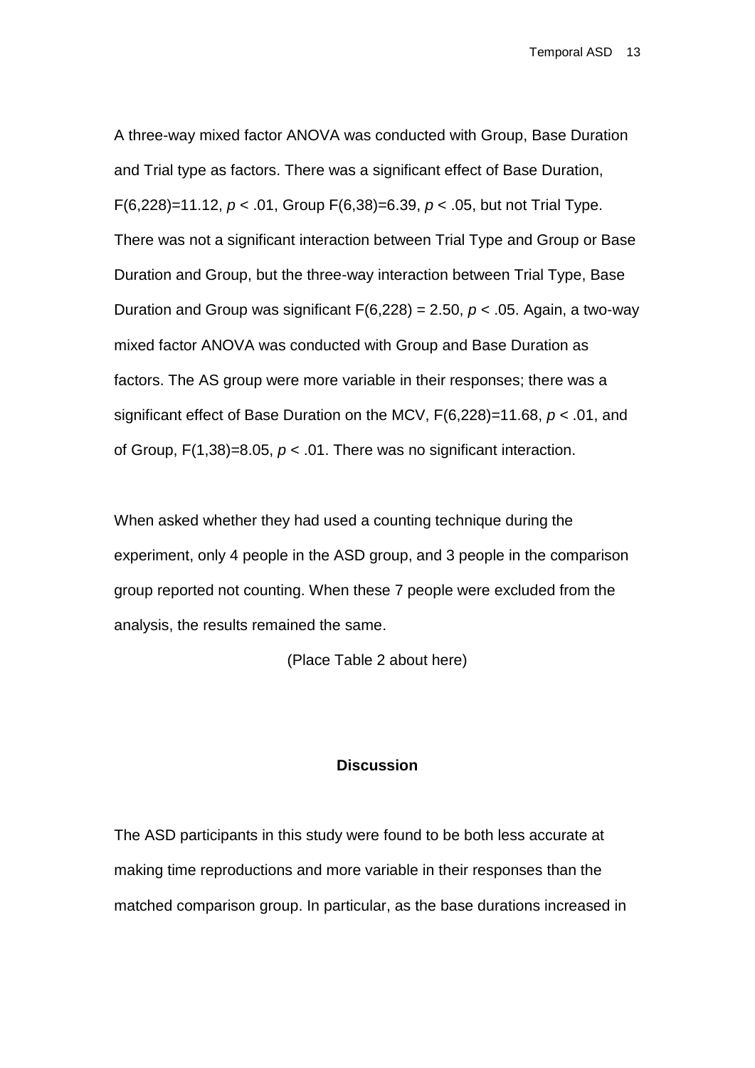A three-way mixed factor ANOVA was conducted with Group, Base Duration and Trial type as factors. There was a significant effect of Base Duration, $F(6,228)=11.12$, $p < .01$, Group $F(6,38)=6.39$, $p < .05$, but not Trial Type. There was not a significant interaction between Trial Type and Group or Base Duration and Group, but the three-way interaction between Trial Type, Base Duration and Group was significant $F(6,228) = 2.50$, $p < .05$. Again, a two-way mixed factor ANOVA was conducted with Group and Base Duration as factors. The AS group were more variable in their responses; there was a significant effect of Base Duration on the MCV, $F(6,228)=11.68$, $p < .01$, and of Group, $F(1,38)=8.05$, $p < .01$. There was no significant interaction.

When asked whether they had used a counting technique during the experiment, only 4 people in the ASD group, and 3 people in the comparison group reported not counting. When these 7 people were excluded from the analysis, the results remained the same.

(Place Table 2 about here)

**Discussion**

The ASD participants in this study were found to be both less accurate at making time reproductions and more variable in their responses than the matched comparison group. In particular, as the base durations increased in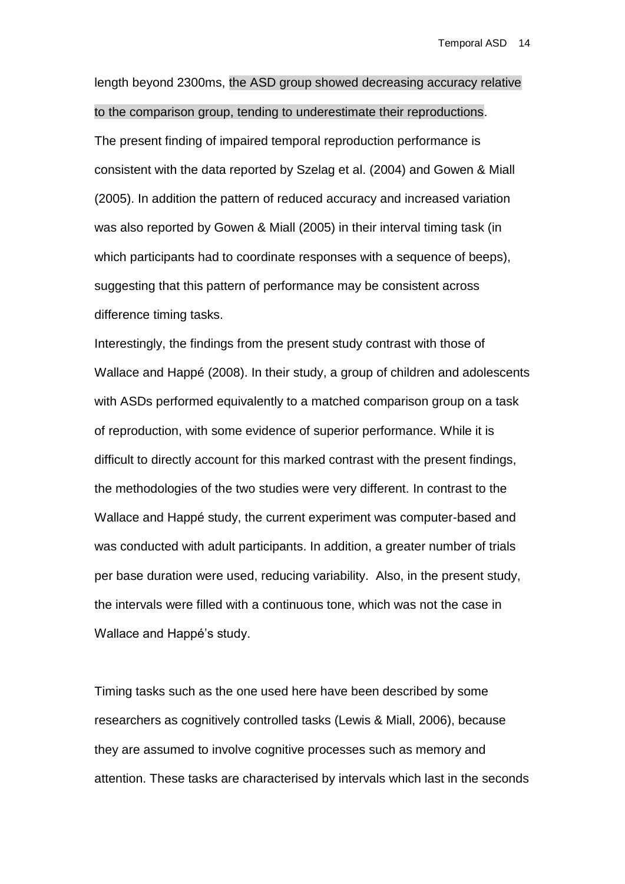length beyond 2300ms, the ASD group showed decreasing accuracy relative to the comparison group, tending to underestimate their reproductions.

The present finding of impaired temporal reproduction performance is consistent with the data reported by Szelag et al. (2004) and Gowen & Miall (2005). In addition the pattern of reduced accuracy and increased variation was also reported by Gowen & Miall (2005) in their interval timing task (in which participants had to coordinate responses with a sequence of beeps), suggesting that this pattern of performance may be consistent across difference timing tasks.

Interestingly, the findings from the present study contrast with those of Wallace and Happé (2008). In their study, a group of children and adolescents with ASDs performed equivalently to a matched comparison group on a task of reproduction, with some evidence of superior performance. While it is difficult to directly account for this marked contrast with the present findings, the methodologies of the two studies were very different. In contrast to the Wallace and Happé study, the current experiment was computer-based and was conducted with adult participants. In addition, a greater number of trials per base duration were used, reducing variability. Also, in the present study, the intervals were filled with a continuous tone, which was not the case in Wallace and Happé's study.

Timing tasks such as the one used here have been described by some researchers as cognitively controlled tasks (Lewis & Miall, 2006), because they are assumed to involve cognitive processes such as memory and attention. These tasks are characterised by intervals which last in the seconds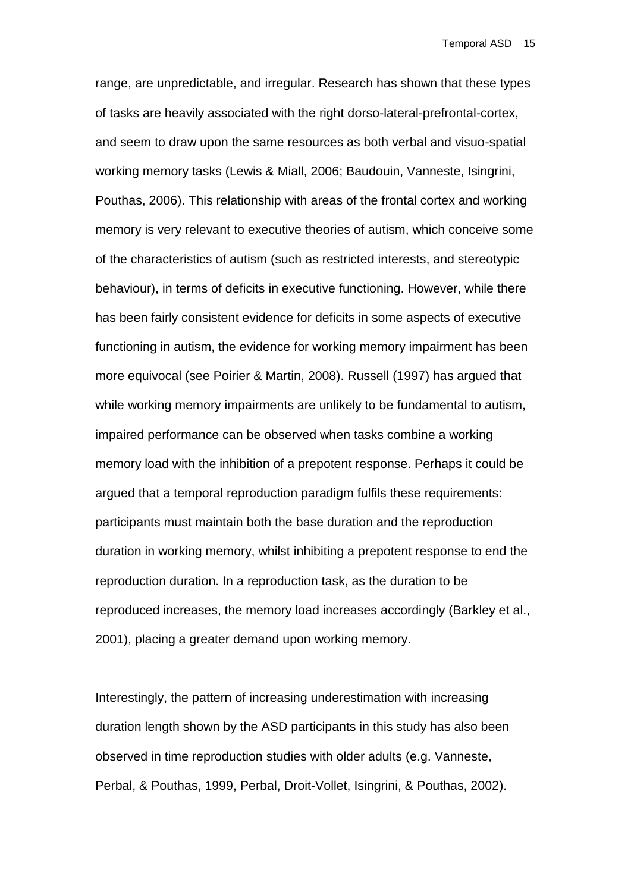range, are unpredictable, and irregular. Research has shown that these types of tasks are heavily associated with the right dorso-lateral-prefrontal-cortex, and seem to draw upon the same resources as both verbal and visuo-spatial working memory tasks (Lewis & Miall, 2006; Baudouin, Vanneste, Isingrini, Pouthas, 2006). This relationship with areas of the frontal cortex and working memory is very relevant to executive theories of autism, which conceive some of the characteristics of autism (such as restricted interests, and stereotypic behaviour), in terms of deficits in executive functioning. However, while there has been fairly consistent evidence for deficits in some aspects of executive functioning in autism, the evidence for working memory impairment has been more equivocal (see Poirier & Martin, 2008). Russell (1997) has argued that while working memory impairments are unlikely to be fundamental to autism, impaired performance can be observed when tasks combine a working memory load with the inhibition of a prepotent response. Perhaps it could be argued that a temporal reproduction paradigm fulfils these requirements: participants must maintain both the base duration and the reproduction duration in working memory, whilst inhibiting a prepotent response to end the reproduction duration. In a reproduction task, as the duration to be reproduced increases, the memory load increases accordingly (Barkley et al., 2001), placing a greater demand upon working memory.

Interestingly, the pattern of increasing underestimation with increasing duration length shown by the ASD participants in this study has also been observed in time reproduction studies with older adults (e.g. Vanneste, Perbal, & Pouthas, 1999, Perbal, Droit-Vollet, Isingrini, & Pouthas, 2002).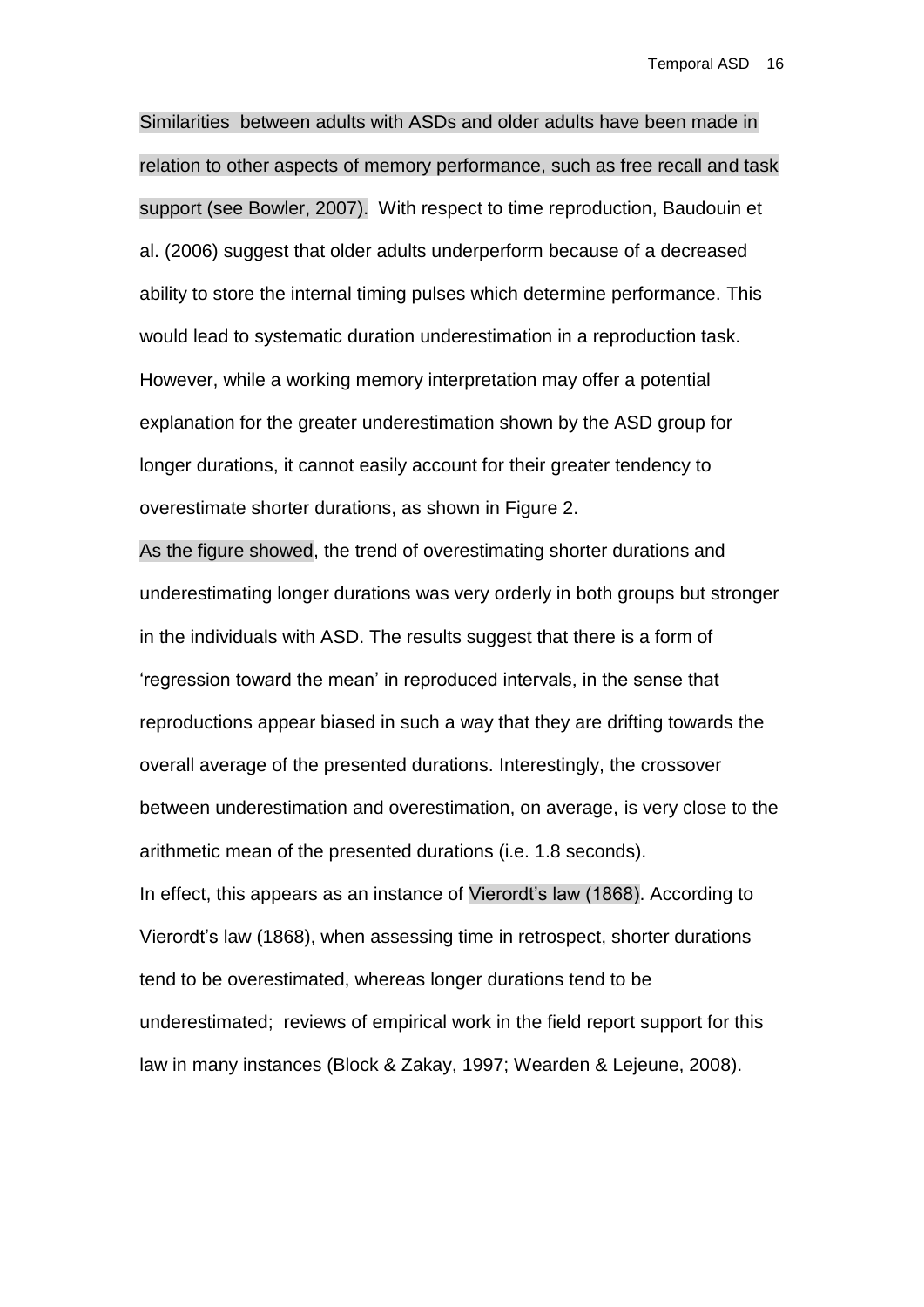Similarities  between adults with ASDs and older adults have been made in relation to other aspects of memory performance, such as free recall and task support (see Bowler, 2007).  With respect to time reproduction, Baudouin et al. (2006) suggest that older adults underperform because of a decreased ability to store the internal timing pulses which determine performance. This would lead to systematic duration underestimation in a reproduction task. However, while a working memory interpretation may offer a potential explanation for the greater underestimation shown by the ASD group for longer durations, it cannot easily account for their greater tendency to overestimate shorter durations, as shown in Figure 2.

As the figure showed, the trend of overestimating shorter durations and underestimating longer durations was very orderly in both groups but stronger in the individuals with ASD. The results suggest that there is a form of 'regression toward the mean' in reproduced intervals, in the sense that reproductions appear biased in such a way that they are drifting towards the overall average of the presented durations. Interestingly, the crossover between underestimation and overestimation, on average, is very close to the arithmetic mean of the presented durations (i.e. 1.8 seconds).

In effect, this appears as an instance of Vierordt's law (1868). According to Vierordt's law (1868), when assessing time in retrospect, shorter durations tend to be overestimated, whereas longer durations tend to be underestimated;  reviews of empirical work in the field report support for this law in many instances (Block & Zakay, 1997; Wearden & Lejeune, 2008).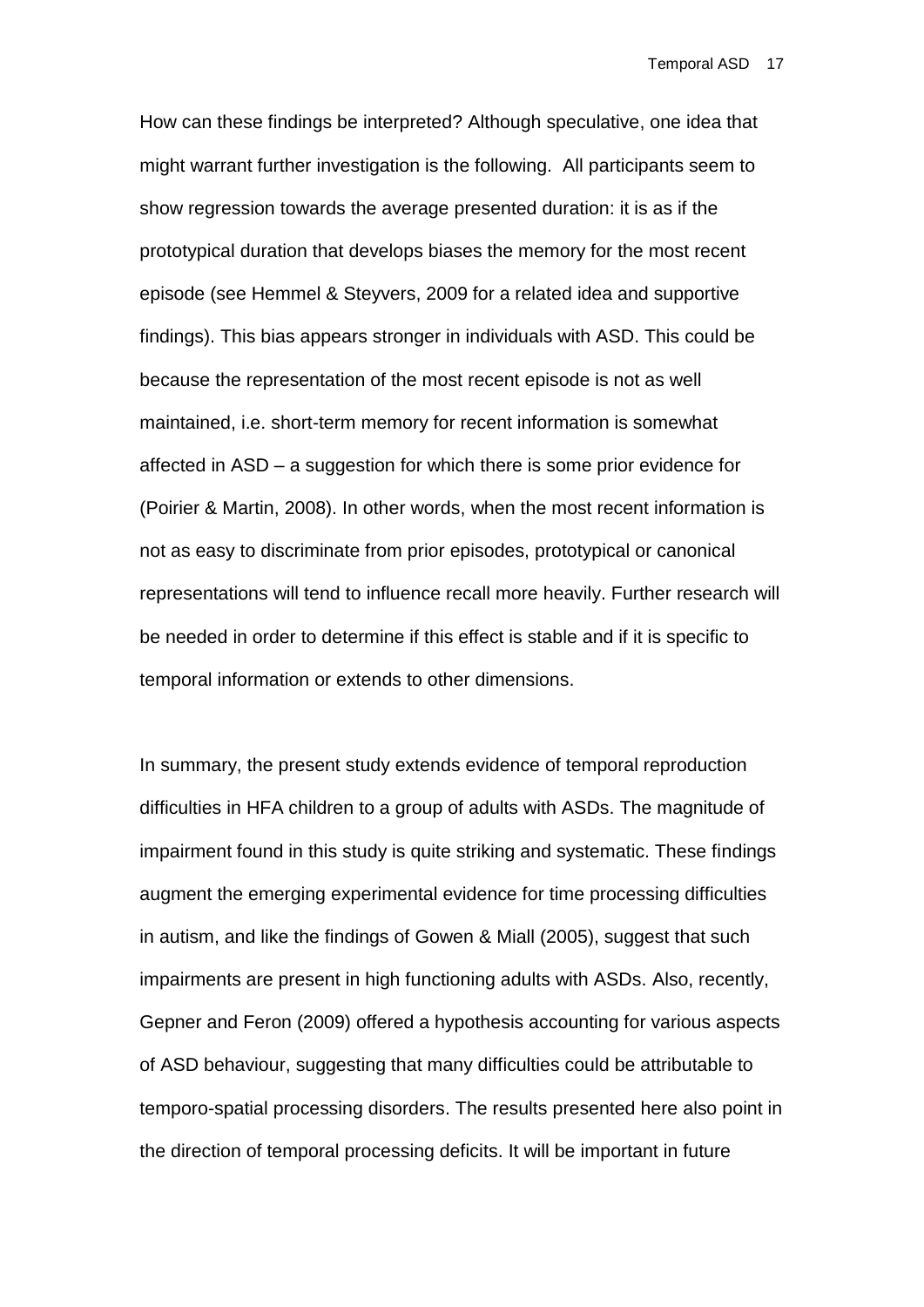How can these findings be interpreted? Although speculative, one idea that might warrant further investigation is the following. All participants seem to show regression towards the average presented duration: it is as if the prototypical duration that develops biases the memory for the most recent episode (see Hemmel & Steyvers, 2009 for a related idea and supportive findings). This bias appears stronger in individuals with ASD. This could be because the representation of the most recent episode is not as well maintained, i.e. short-term memory for recent information is somewhat affected in ASD – a suggestion for which there is some prior evidence for (Poirier & Martin, 2008). In other words, when the most recent information is not as easy to discriminate from prior episodes, prototypical or canonical representations will tend to influence recall more heavily. Further research will be needed in order to determine if this effect is stable and if it is specific to temporal information or extends to other dimensions.

In summary, the present study extends evidence of temporal reproduction difficulties in HFA children to a group of adults with ASDs. The magnitude of impairment found in this study is quite striking and systematic. These findings augment the emerging experimental evidence for time processing difficulties in autism, and like the findings of Gowen & Miall (2005), suggest that such impairments are present in high functioning adults with ASDs. Also, recently, Gepner and Feron (2009) offered a hypothesis accounting for various aspects of ASD behaviour, suggesting that many difficulties could be attributable to temporo-spatial processing disorders. The results presented here also point in the direction of temporal processing deficits. It will be important in future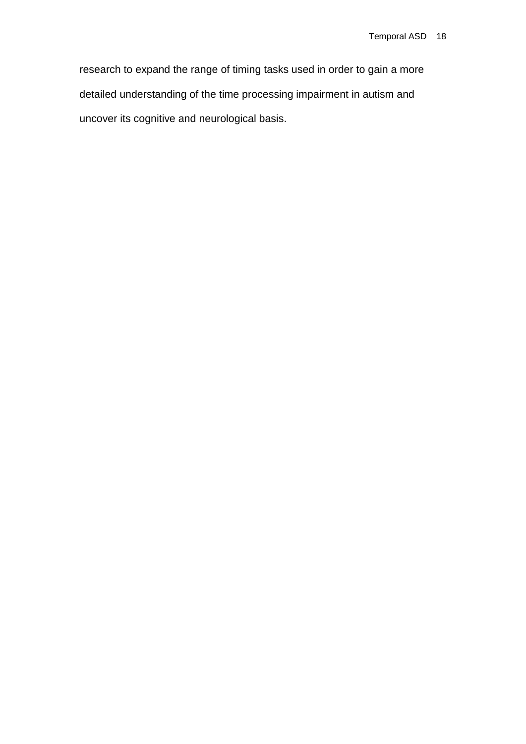research to expand the range of timing tasks used in order to gain a more detailed understanding of the time processing impairment in autism and uncover its cognitive and neurological basis.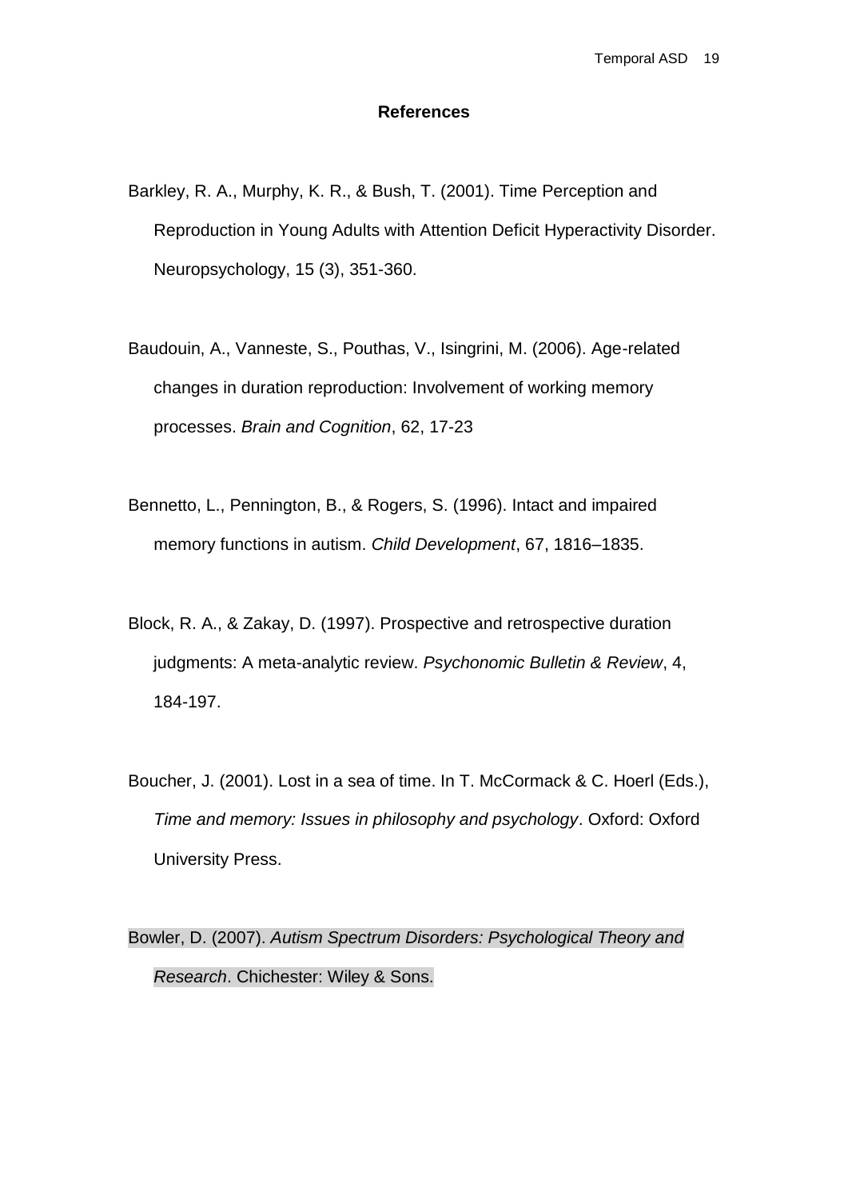## References

Barkley, R. A., Murphy, K. R., & Bush, T. (2001). Time Perception and Reproduction in Young Adults with Attention Deficit Hyperactivity Disorder. Neuropsychology, 15 (3), 351-360.

Baudouin, A., Vanneste, S., Pouthas, V., Isingrini, M. (2006). Age-related changes in duration reproduction: Involvement of working memory processes. *Brain and Cognition*, 62, 17-23

Bennetto, L., Pennington, B., & Rogers, S. (1996). Intact and impaired memory functions in autism. *Child Development*, 67, 1816–1835.

Block, R. A., & Zakay, D. (1997). Prospective and retrospective duration judgments: A meta-analytic review. *Psychonomic Bulletin & Review*, 4, 184-197.

Boucher, J. (2001). Lost in a sea of time. In T. McCormack & C. Hoerl (Eds.), *Time and memory: Issues in philosophy and psychology*. Oxford: Oxford University Press.

Bowler, D. (2007). *Autism Spectrum Disorders: Psychological Theory and Research*. Chichester: Wiley & Sons.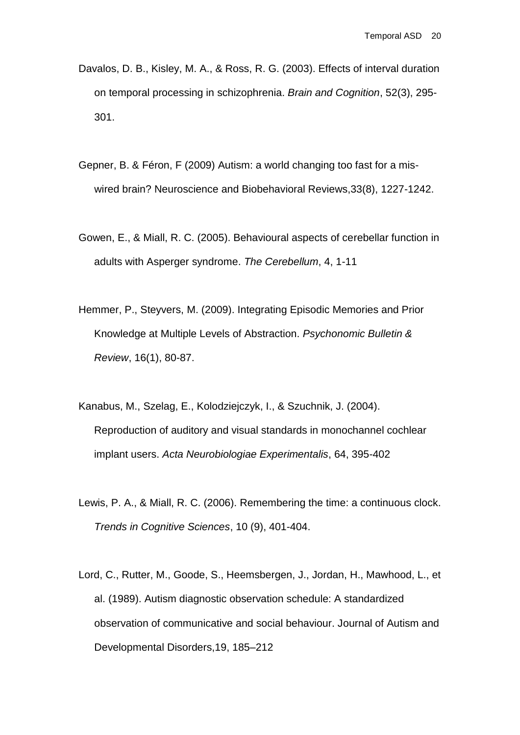Davalos, D. B., Kisley, M. A., & Ross, R. G. (2003). Effects of interval duration on temporal processing in schizophrenia. *Brain and Cognition*, 52(3), 295-301.

Gepner, B. & Féron, F (2009) Autism: a world changing too fast for a mis-wired brain? Neuroscience and Biobehavioral Reviews,33(8), 1227-1242.

Gowen, E., & Miall, R. C. (2005). Behavioural aspects of cerebellar function in adults with Asperger syndrome. *The Cerebellum*, 4, 1-11

Hemmer, P., Steyvers, M. (2009). Integrating Episodic Memories and Prior Knowledge at Multiple Levels of Abstraction. *Psychonomic Bulletin & Review*, 16(1), 80-87.

Kanabus, M., Szelag, E., Kolodziejczyk, I., & Szuchnik, J. (2004). Reproduction of auditory and visual standards in monochannel cochlear implant users. *Acta Neurobiologiae Experimentalis*, 64, 395-402

Lewis, P. A., & Miall, R. C. (2006). Remembering the time: a continuous clock. *Trends in Cognitive Sciences*, 10 (9), 401-404.

Lord, C., Rutter, M., Goode, S., Heemsbergen, J., Jordan, H., Mawhood, L., et al. (1989). Autism diagnostic observation schedule: A standardized observation of communicative and social behaviour. Journal of Autism and Developmental Disorders,19, 185–212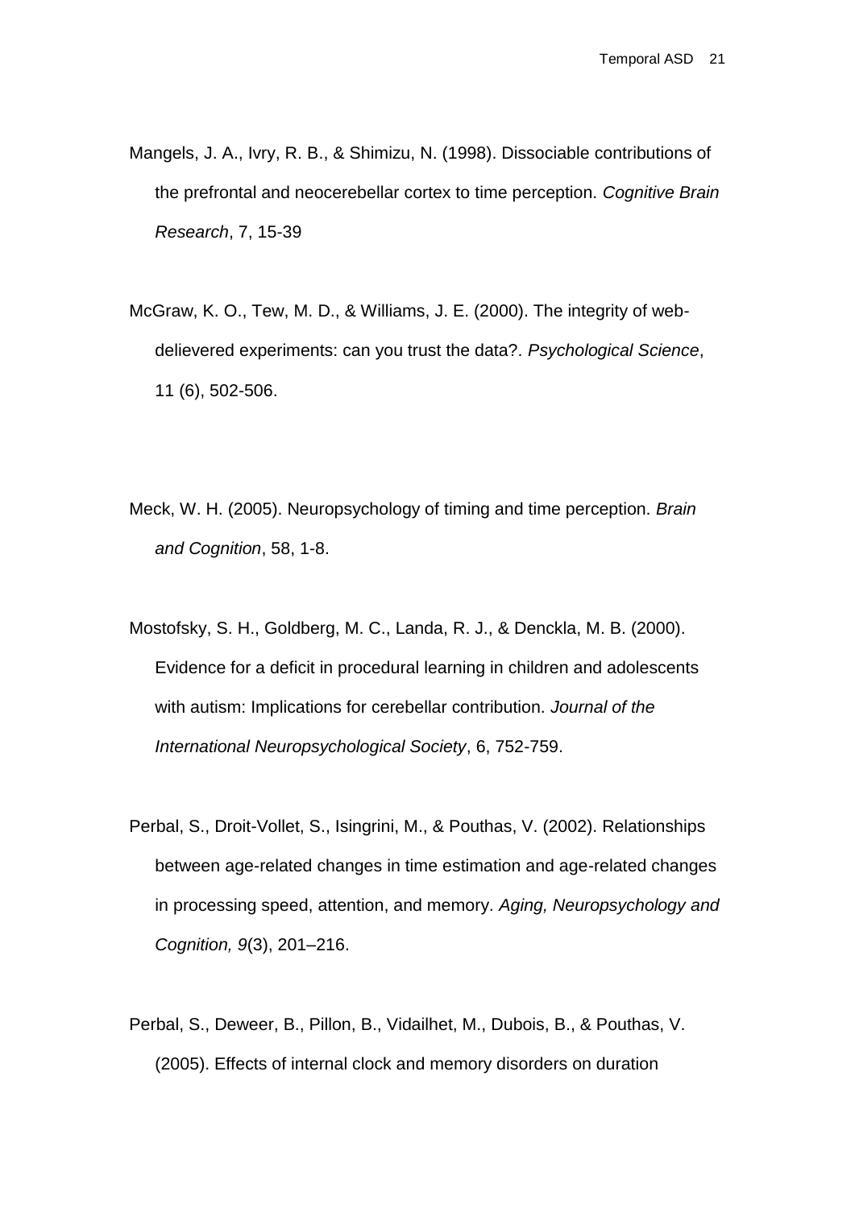Mangels, J. A., Ivry, R. B., & Shimizu, N. (1998). Dissociable contributions of the prefrontal and neocerebellar cortex to time perception. *Cognitive Brain Research*, 7, 15-39

McGraw, K. O., Tew, M. D., & Williams, J. E. (2000). The integrity of web-delievered experiments: can you trust the data?. *Psychological Science*, 11 (6), 502-506.

Meck, W. H. (2005). Neuropsychology of timing and time perception. *Brain and Cognition*, 58, 1-8.

Mostofsky, S. H., Goldberg, M. C., Landa, R. J., & Denckla, M. B. (2000). Evidence for a deficit in procedural learning in children and adolescents with autism: Implications for cerebellar contribution. *Journal of the International Neuropsychological Society*, 6, 752-759.

Perbal, S., Droit-Vollet, S., Isingrini, M., & Pouthas, V. (2002). Relationships between age-related changes in time estimation and age-related changes in processing speed, attention, and memory. *Aging, Neuropsychology and Cognition, 9*(3), 201–216.

Perbal, S., Deweer, B., Pillon, B., Vidailhet, M., Dubois, B., & Pouthas, V. (2005). Effects of internal clock and memory disorders on duration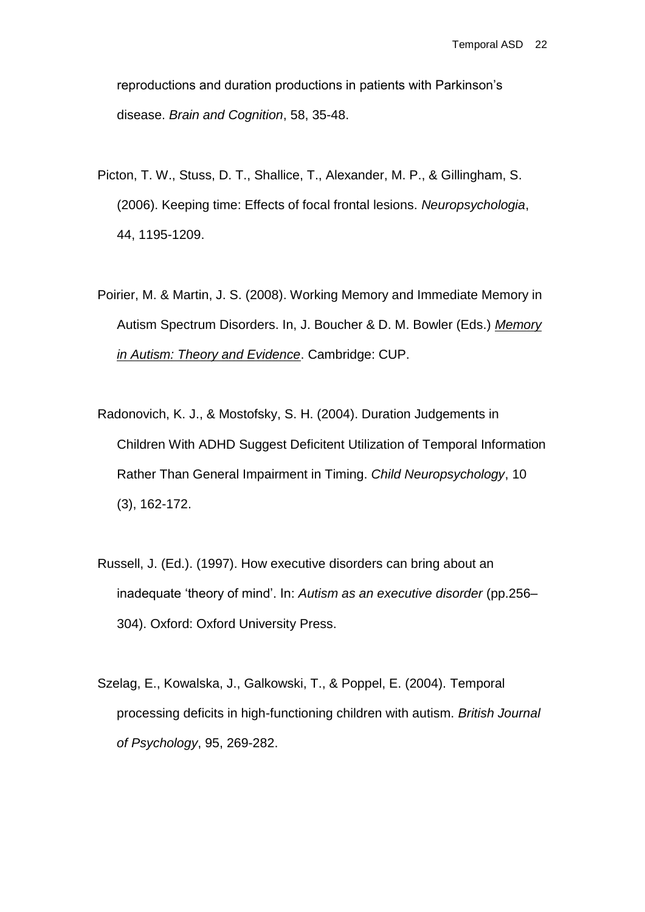reproductions and duration productions in patients with Parkinson's disease. *Brain and Cognition*, 58, 35-48.

Picton, T. W., Stuss, D. T., Shallice, T., Alexander, M. P., & Gillingham, S. (2006). Keeping time: Effects of focal frontal lesions. *Neuropsychologia*, 44, 1195-1209.

Poirier, M. & Martin, J. S. (2008). Working Memory and Immediate Memory in Autism Spectrum Disorders. In, J. Boucher & D. M. Bowler (Eds.) *Memory in Autism: Theory and Evidence*. Cambridge: CUP.

Radonovich, K. J., & Mostofsky, S. H. (2004). Duration Judgements in Children With ADHD Suggest Deficitent Utilization of Temporal Information Rather Than General Impairment in Timing. *Child Neuropsychology*, 10 (3), 162-172.

Russell, J. (Ed.). (1997). How executive disorders can bring about an inadequate 'theory of mind'. In: *Autism as an executive disorder* (pp.256–304). Oxford: Oxford University Press.

Szelag, E., Kowalska, J., Galkowski, T., & Poppel, E. (2004). Temporal processing deficits in high-functioning children with autism. *British Journal of Psychology*, 95, 269-282.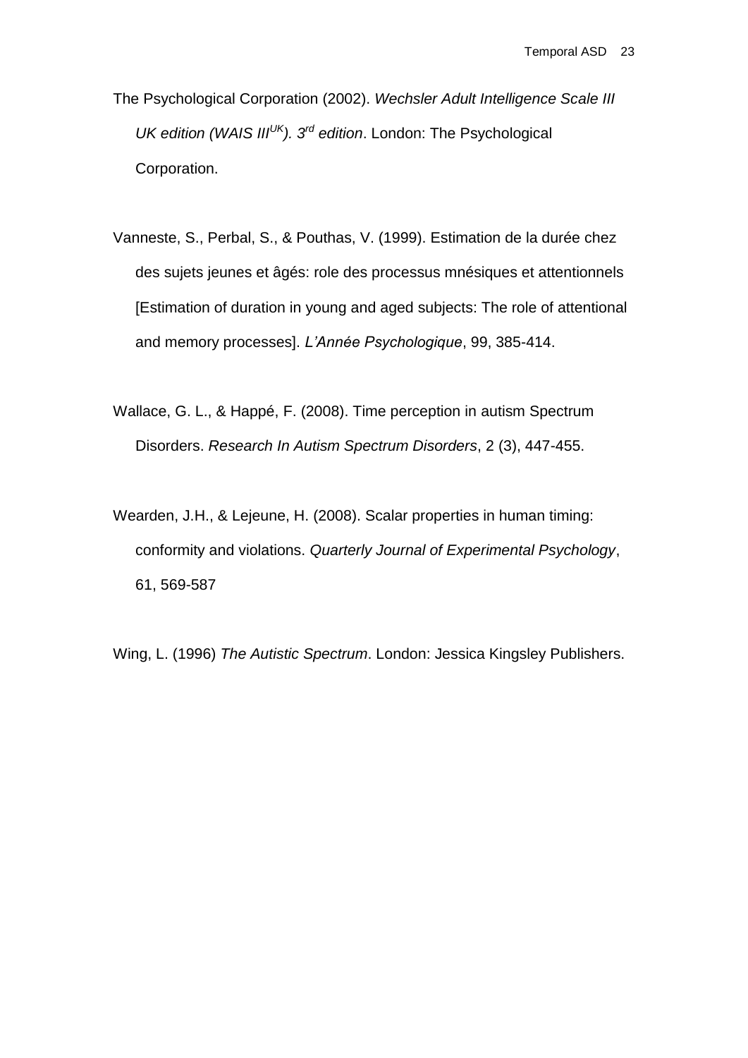The Psychological Corporation (2002). *Wechsler Adult Intelligence Scale III UK edition (WAIS III$^{UK}$). 3$^{rd}$ edition*. London: The Psychological Corporation.

Vanneste, S., Perbal, S., & Pouthas, V. (1999). Estimation de la durée chez des sujets jeunes et âgés: role des processus mnésiques et attentionnels [Estimation of duration in young and aged subjects: The role of attentional and memory processes]. *L'Année Psychologique*, 99, 385-414.

Wallace, G. L., & Happé, F. (2008). Time perception in autism Spectrum Disorders. *Research In Autism Spectrum Disorders*, 2 (3), 447-455.

Wearden, J.H., & Lejeune, H. (2008). Scalar properties in human timing: conformity and violations. *Quarterly Journal of Experimental Psychology*, 61, 569-587

Wing, L. (1996) *The Autistic Spectrum*. London: Jessica Kingsley Publishers.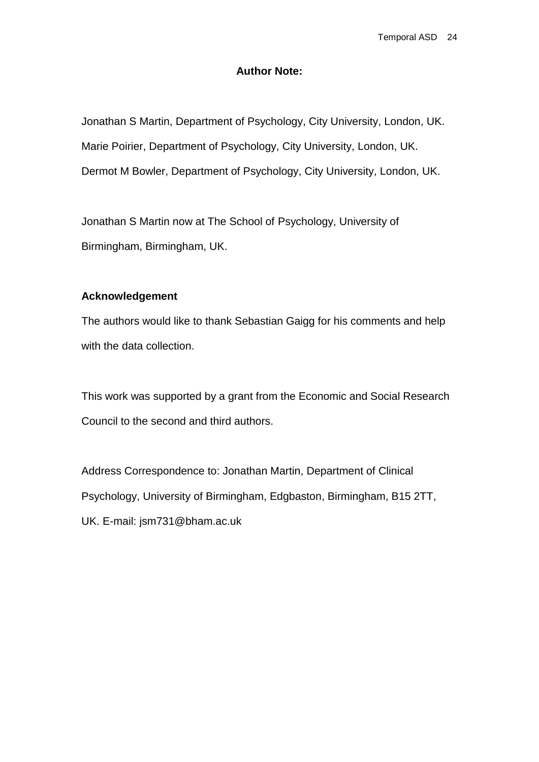## Author Note:

Jonathan S Martin, Department of Psychology, City University, London, UK.
Marie Poirier, Department of Psychology, City University, London, UK.
Dermot M Bowler, Department of Psychology, City University, London, UK.

Jonathan S Martin now at The School of Psychology, University of Birmingham, Birmingham, UK.

**Acknowledgement**

The authors would like to thank Sebastian Gaigg for his comments and help with the data collection.

This work was supported by a grant from the Economic and Social Research Council to the second and third authors.

Address Correspondence to: Jonathan Martin, Department of Clinical Psychology, University of Birmingham, Edgbaston, Birmingham, B15 2TT, UK. E-mail: jsm731@bham.ac.uk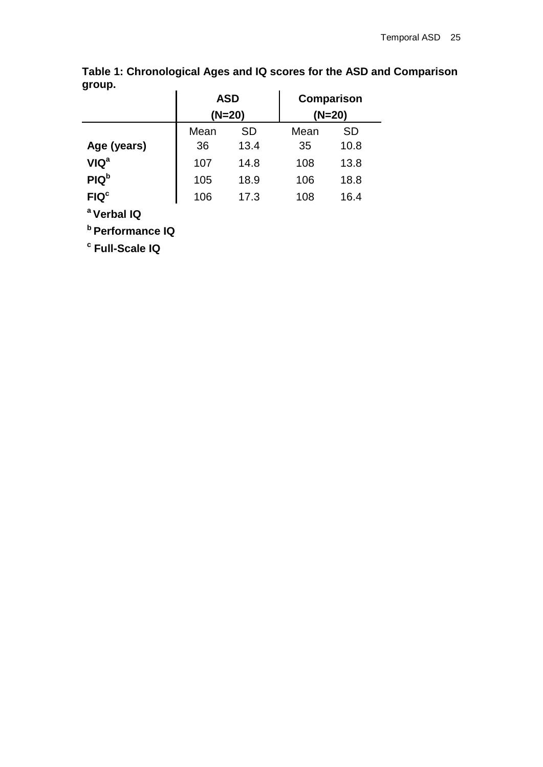**Table 1: Chronological Ages and IQ scores for the ASD and Comparison group.**

| | ASD (N=20) | | Comparison (N=20) | |
|---|---|---|---|---|
| | Mean | SD | Mean | SD |
| **Age (years)** | 36 | 13.4 | 35 | 10.8 |
| **VIQ**[a] | 107 | 14.8 | 108 | 13.8 |
| **PIQ**[b] | 105 | 18.9 | 106 | 18.8 |
| **FIQ**[c] | 106 | 17.3 | 108 | 16.4 |

[a] **Verbal IQ**

[b] **Performance IQ**

[c] **Full-Scale IQ**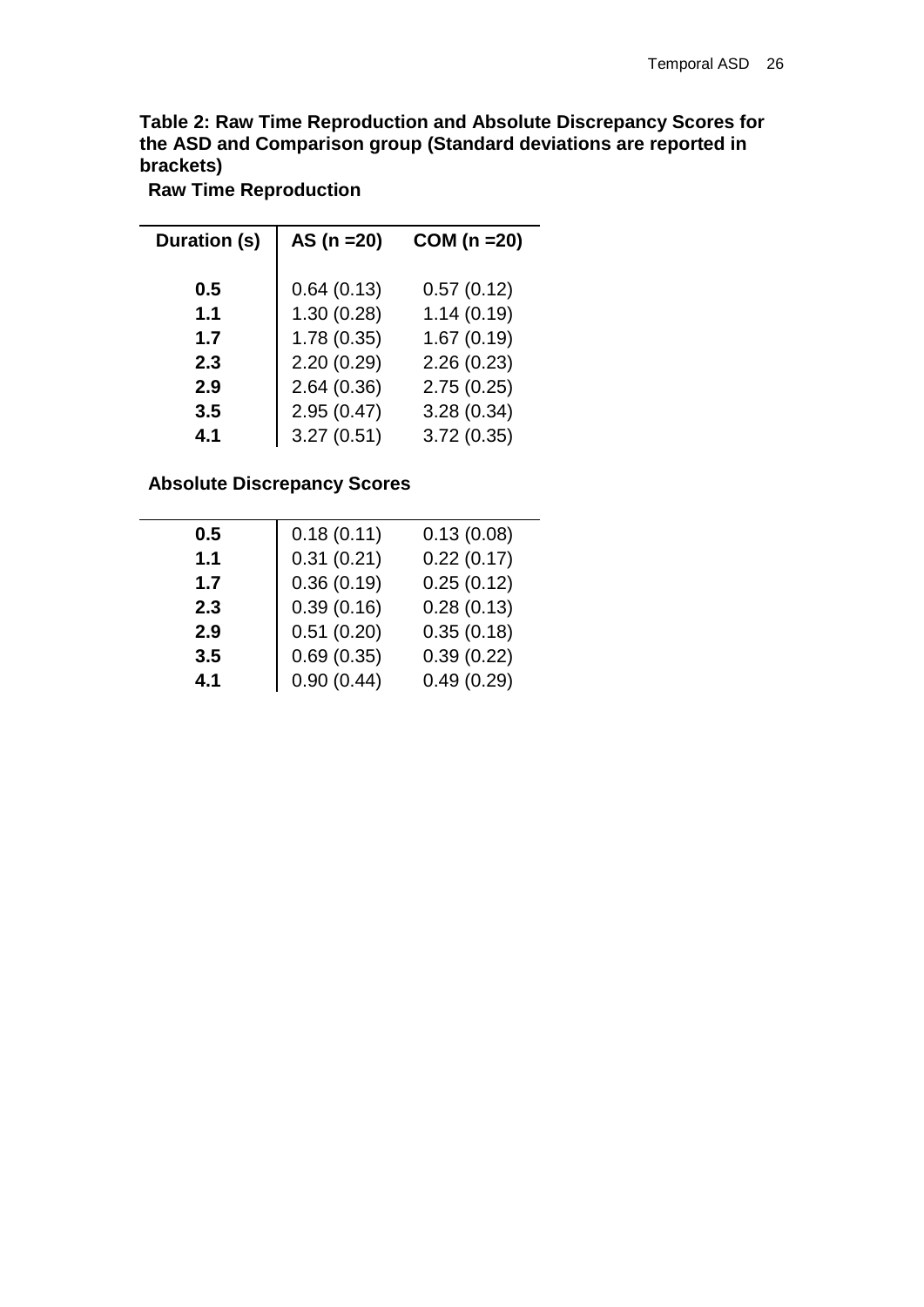**Table 2: Raw Time Reproduction and Absolute Discrepancy Scores for the ASD and Comparison group (Standard deviations are reported in brackets)**

**Raw Time Reproduction**

| Duration (s) | AS (n =20) | COM (n =20) |
|---|---|---|
| **0.5** | 0.64 (0.13) | 0.57 (0.12) |
| **1.1** | 1.30 (0.28) | 1.14 (0.19) |
| **1.7** | 1.78 (0.35) | 1.67 (0.19) |
| **2.3** | 2.20 (0.29) | 2.26 (0.23) |
| **2.9** | 2.64 (0.36) | 2.75 (0.25) |
| **3.5** | 2.95 (0.47) | 3.28 (0.34) |
| **4.1** | 3.27 (0.51) | 3.72 (0.35) |

**Absolute Discrepancy Scores**

| Duration (s) | AS (n =20) | COM (n =20) |
|---|---|---|
| **0.5** | 0.18 (0.11) | 0.13 (0.08) |
| **1.1** | 0.31 (0.21) | 0.22 (0.17) |
| **1.7** | 0.36 (0.19) | 0.25 (0.12) |
| **2.3** | 0.39 (0.16) | 0.28 (0.13) |
| **2.9** | 0.51 (0.20) | 0.35 (0.18) |
| **3.5** | 0.69 (0.35) | 0.39 (0.22) |
| **4.1** | 0.90 (0.44) | 0.49 (0.29) |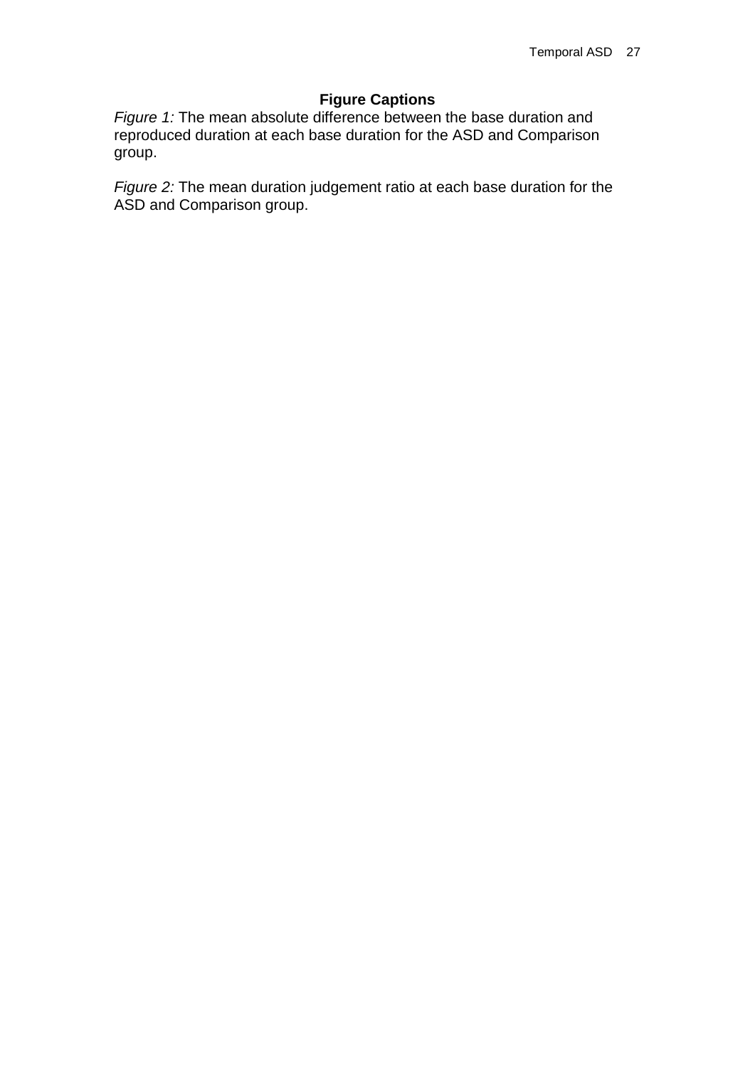## Figure Captions

*Figure 1:* The mean absolute difference between the base duration and reproduced duration at each base duration for the ASD and Comparison group.

*Figure 2:* The mean duration judgement ratio at each base duration for the ASD and Comparison group.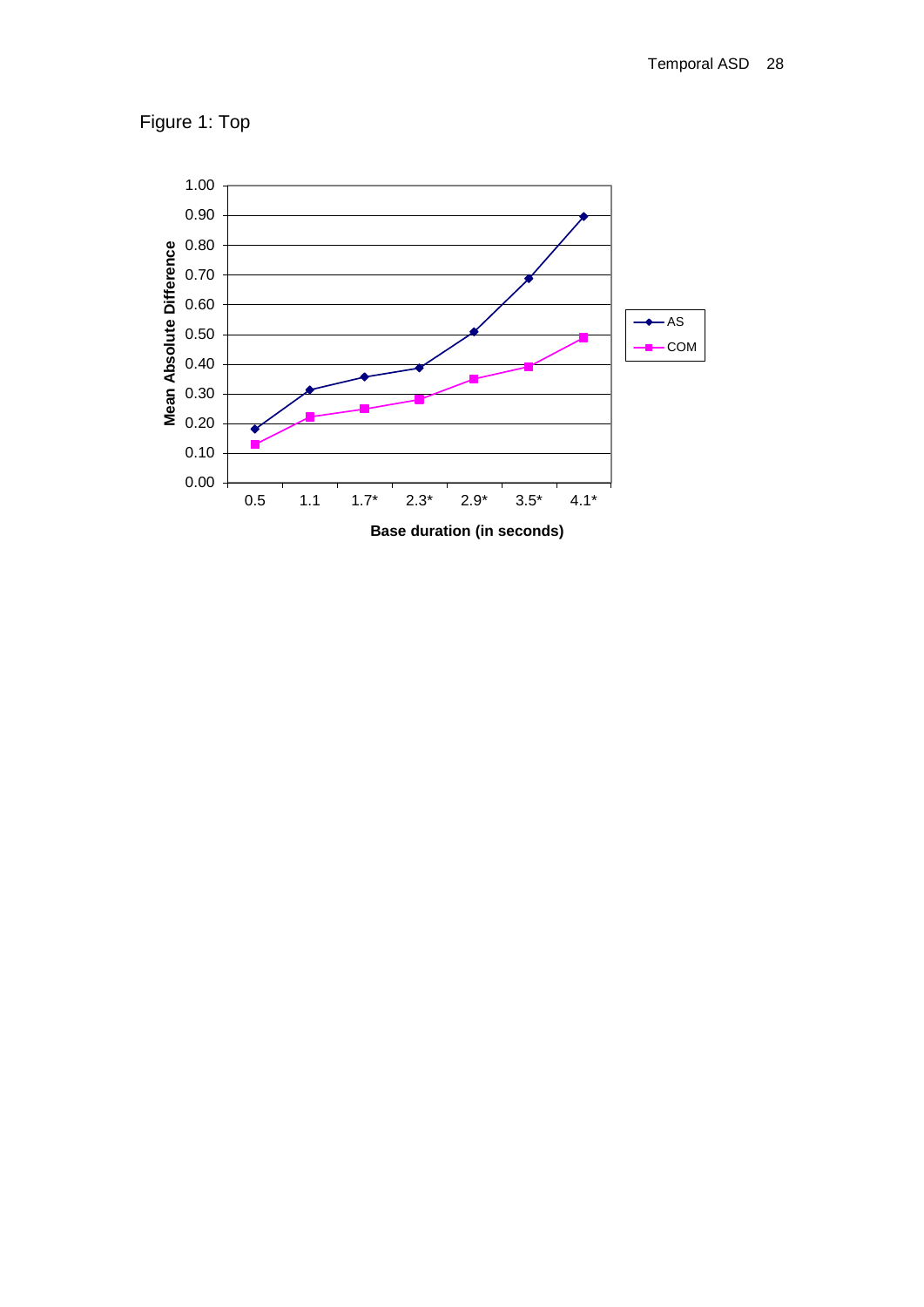Figure 1: Top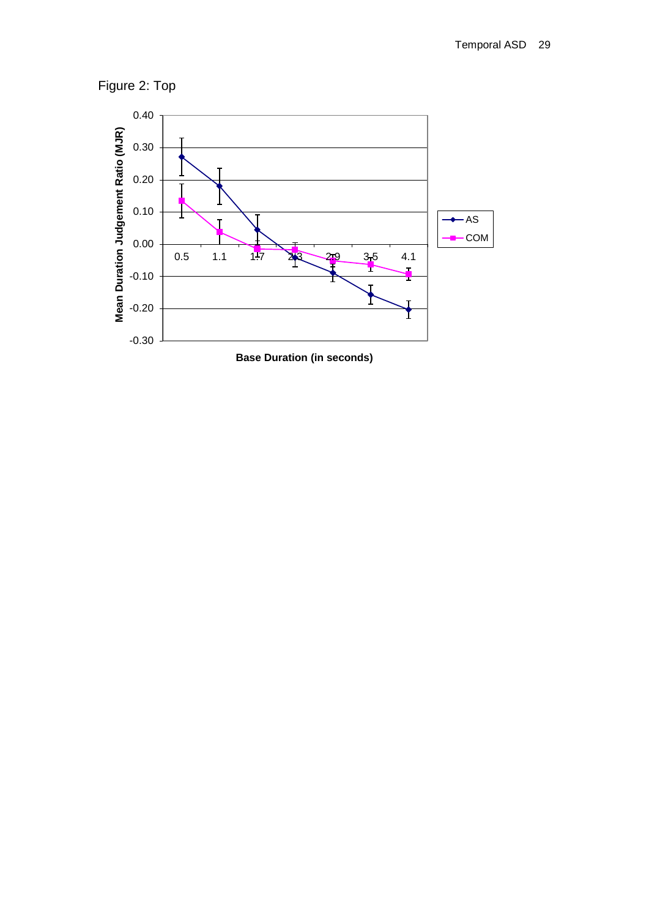Figure 2: Top

Mean Duration Judgement Ratio (MJR)

0.40
0.30
0.20
0.10
0.00
-0.10
-0.20
-0.30

0.5 1.1 1.7 2.3 2.9 3.5 4.1

Base Duration (in seconds)

AS
COM